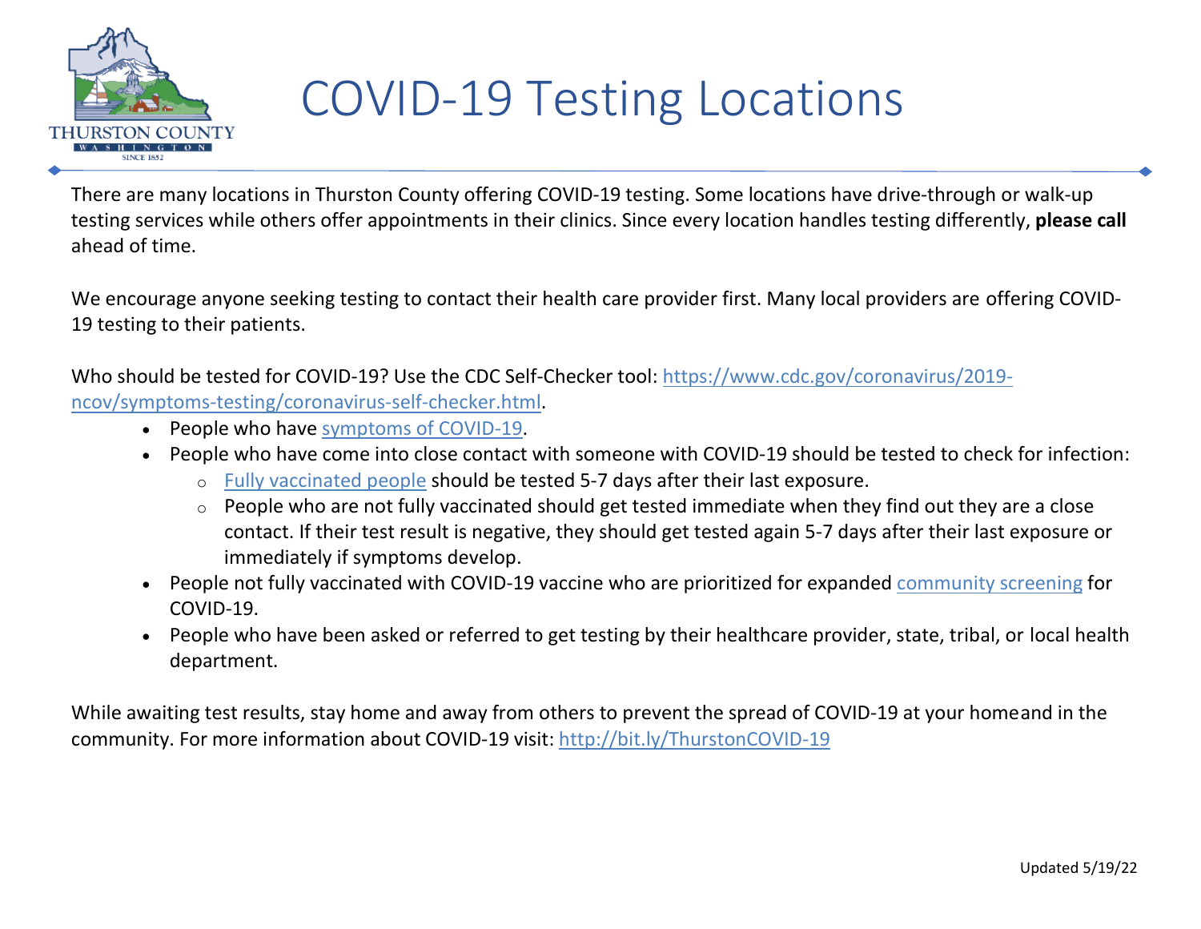# COVID-19 Testing Locations

There are many locations in Thurston County offering COVID-19 testing. Some locations have drive-through or walk-up testing services while others offer appointments in their clinics. Since every location handles testing differently, **please call** ahead of time.

We encourage anyone seeking testing to contact their health care provider first. Many local providers are offering COVID-19 testing to their patients.

Who should be tested for COVID-19? Use the CDC Self-Checker tool: https://www.cdc.gov/coronavirus/2019-ncov/symptoms-testing/coronavirus-self-checker.html.

- People who have symptoms of COVID-19.
- People who have come into close contact with someone with COVID-19 should be tested to check for infection:
  - Fully vaccinated people should be tested 5-7 days after their last exposure.
  - People who are not fully vaccinated should get tested immediate when they find out they are a close contact. If their test result is negative, they should get tested again 5-7 days after their last exposure or immediately if symptoms develop.
- People not fully vaccinated with COVID-19 vaccine who are prioritized for expanded community screening for COVID-19.
- People who have been asked or referred to get testing by their healthcare provider, state, tribal, or local health department.

While awaiting test results, stay home and away from others to prevent the spread of COVID-19 at your homeand in the community. For more information about COVID-19 visit: http://bit.ly/ThurstonCOVID-19

Updated 5/19/22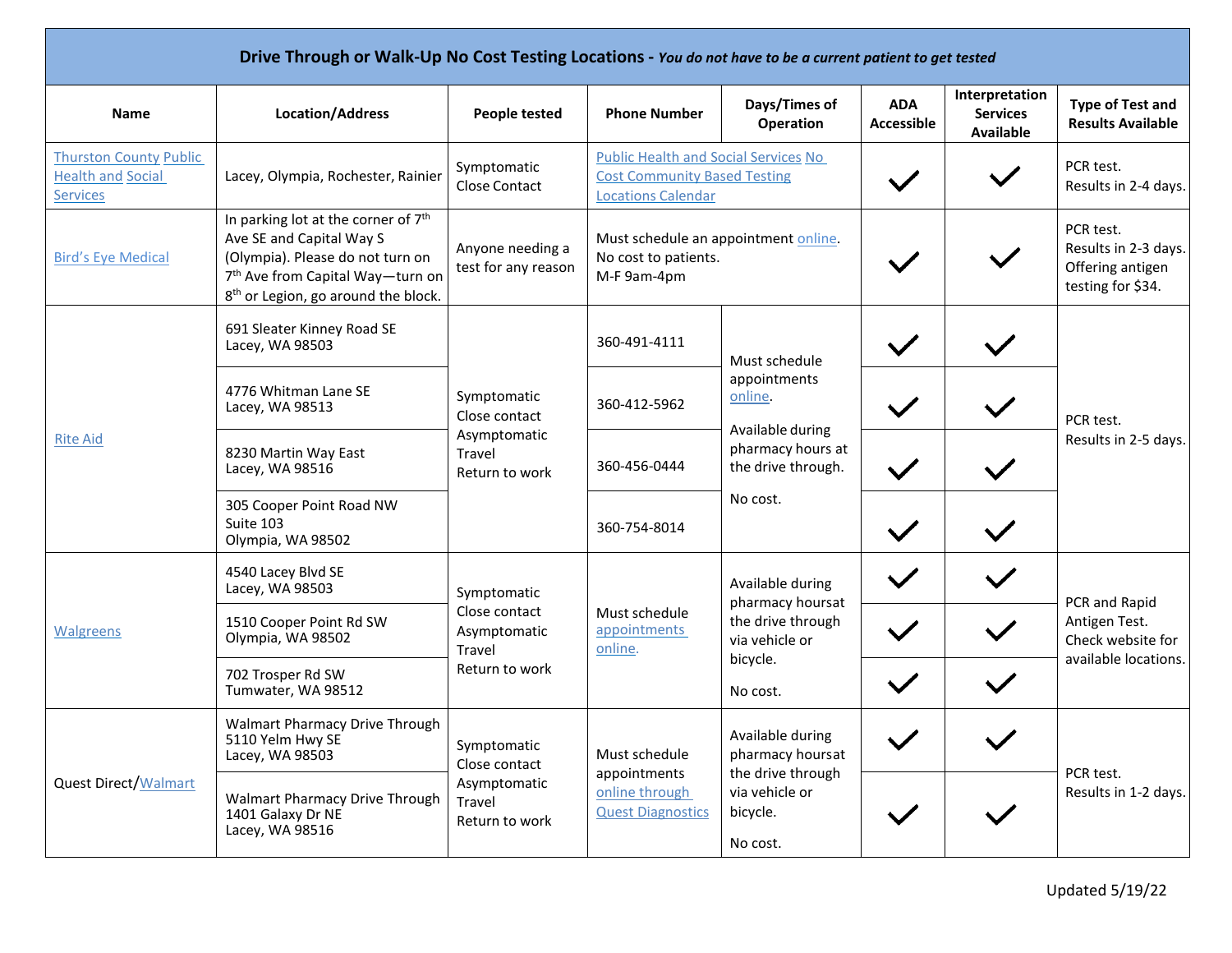**Drive Through or Walk-Up No Cost Testing Locations** - ***You do not have to be a current patient to get tested***

| Name | Location/Address | People tested | Phone Number | Days/Times of Operation | ADA Accessible | Interpretation Services Available | Type of Test and Results Available |
|---|---|---|---|---|---|---|---|
| Thurston County Public Health and Social Services | Lacey, Olympia, Rochester, Rainier | Symptomatic<br>Close Contact | Public Health and Social Services No Cost Community Based Testing Locations Calendar | | ✓ | ✓ | PCR test.<br>Results in 2-4 days. |
| Bird's Eye Medical | In parking lot at the corner of 7th Ave SE and Capital Way S (Olympia). Please do not turn on 7th Ave from Capital Way—turn on 8th or Legion, go around the block. | Anyone needing a test for any reason | Must schedule an appointment online.<br>No cost to patients.<br>M-F 9am-4pm | | ✓ | ✓ | PCR test.<br>Results in 2-3 days.<br>Offering antigen testing for $34. |
| Rite Aid | 691 Sleater Kinney Road SE<br>Lacey, WA 98503 | Symptomatic<br>Close contact<br>Asymptomatic<br>Travel<br>Return to work | 360-491-4111 | Must schedule appointments online.<br><br>Available during pharmacy hours at the drive through.<br><br>No cost. | ✓ | ✓ | PCR test.<br>Results in 2-5 days. |
| | 4776 Whitman Lane SE<br>Lacey, WA 98513 | | 360-412-5962 | | ✓ | ✓ | |
| | 8230 Martin Way East<br>Lacey, WA 98516 | | 360-456-0444 | | ✓ | ✓ | |
| | 305 Cooper Point Road NW<br>Suite 103<br>Olympia, WA 98502 | | 360-754-8014 | | ✓ | ✓ | |
| Walgreens | 4540 Lacey Blvd SE<br>Lacey, WA 98503 | Symptomatic<br>Close contact<br>Asymptomatic<br>Travel<br>Return to work | Must schedule appointments online. | Available during pharmacy hoursat the drive through via vehicle or bicycle.<br><br>No cost. | ✓ | ✓ | PCR and Rapid Antigen Test.<br>Check website for available locations. |
| | 1510 Cooper Point Rd SW<br>Olympia, WA 98502 | | | | ✓ | ✓ | |
| | 702 Trosper Rd SW<br>Tumwater, WA 98512 | | | | ✓ | ✓ | |
| Quest Direct/Walmart | Walmart Pharmacy Drive Through<br>5110 Yelm Hwy SE<br>Lacey, WA 98503 | Symptomatic<br>Close contact<br>Asymptomatic<br>Travel<br>Return to work | Must schedule appointments online through Quest Diagnostics | Available during pharmacy hoursat the drive through via vehicle or bicycle.<br><br>No cost. | ✓ | ✓ | PCR test.<br>Results in 1-2 days. |
| | Walmart Pharmacy Drive Through<br>1401 Galaxy Dr NE<br>Lacey, WA 98516 | | | | ✓ | ✓ | |

Updated 5/19/22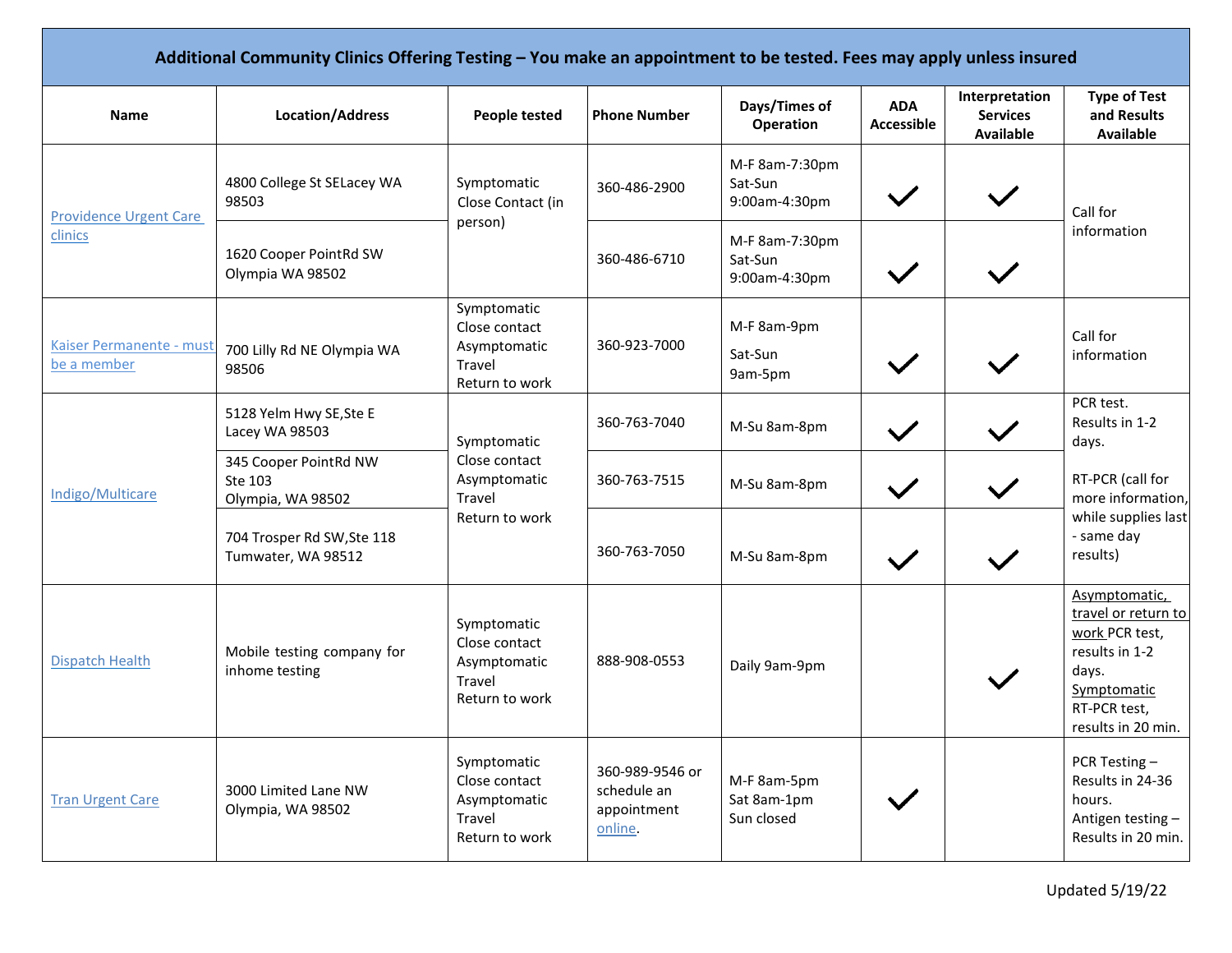| Additional Community Clinics Offering Testing – You make an appointment to be tested. Fees may apply unless insured | | | | | | | |
|---|---|---|---|---|---|---|---|
| **Name** | **Location/Address** | **People tested** | **Phone Number** | **Days/Times of Operation** | **ADA Accessible** | **Interpretation Services Available** | **Type of Test and Results Available** |
| Providence Urgent Care clinics | 4800 College St SELacey WA 98503 | Symptomatic Close Contact (in person) | 360-486-2900 | M-F 8am-7:30pm Sat-Sun 9:00am-4:30pm | ✓ | ✓ | Call for information |
| | 1620 Cooper PointRd SW Olympia WA 98502 | | 360-486-6710 | M-F 8am-7:30pm Sat-Sun 9:00am-4:30pm | ✓ | ✓ | |
| Kaiser Permanente - must be a member | 700 Lilly Rd NE Olympia WA 98506 | Symptomatic Close contact Asymptomatic Travel Return to work | 360-923-7000 | M-F 8am-9pm Sat-Sun 9am-5pm | ✓ | ✓ | Call for information |
| Indigo/Multicare | 5128 Yelm Hwy SE,Ste E Lacey WA 98503 | Symptomatic Close contact Asymptomatic Travel Return to work | 360-763-7040 | M-Su 8am-8pm | ✓ | ✓ | PCR test. Results in 1-2 days. RT-PCR (call for more information, while supplies last - same day results) |
| | 345 Cooper PointRd NW Ste 103 Olympia, WA 98502 | | 360-763-7515 | M-Su 8am-8pm | ✓ | ✓ | |
| | 704 Trosper Rd SW,Ste 118 Tumwater, WA 98512 | | 360-763-7050 | M-Su 8am-8pm | ✓ | ✓ | |
| Dispatch Health | Mobile testing company for inhome testing | Symptomatic Close contact Asymptomatic Travel Return to work | 888-908-0553 | Daily 9am-9pm | | ✓ | Asymptomatic, travel or return to work PCR test, results in 1-2 days. Symptomatic RT-PCR test, results in 20 min. |
| Tran Urgent Care | 3000 Limited Lane NW Olympia, WA 98502 | Symptomatic Close contact Asymptomatic Travel Return to work | 360-989-9546 or schedule an appointment online. | M-F 8am-5pm Sat 8am-1pm Sun closed | ✓ | | PCR Testing – Results in 24-36 hours. Antigen testing – Results in 20 min. |

Updated 5/19/22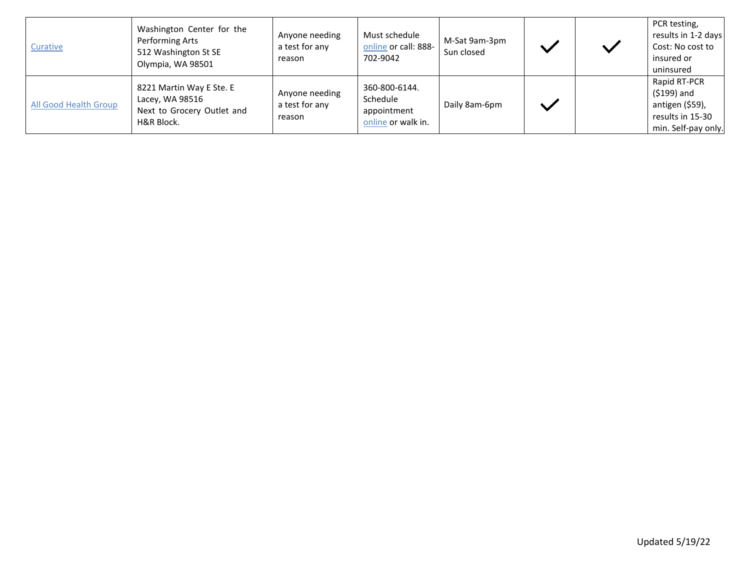| | | | | | | | |
|---|---|---|---|---|---|---|---|
| Curative | Washington Center for the Performing Arts<br>512 Washington St SE<br>Olympia, WA 98501 | Anyone needing a test for any reason | Must schedule online or call: 888-702-9042 | M-Sat 9am-3pm<br>Sun closed | ✓ | ✓ | PCR testing, results in 1-2 days<br>Cost: No cost to insured or uninsured |
| All Good Health Group | 8221 Martin Way E Ste. E<br>Lacey, WA 98516<br>Next to Grocery Outlet and H&R Block. | Anyone needing a test for any reason | 360-800-6144. Schedule appointment online or walk in. | Daily 8am-6pm | ✓ | | Rapid RT-PCR ($199) and antigen ($59), results in 15-30 min. Self-pay only. |

Updated 5/19/22